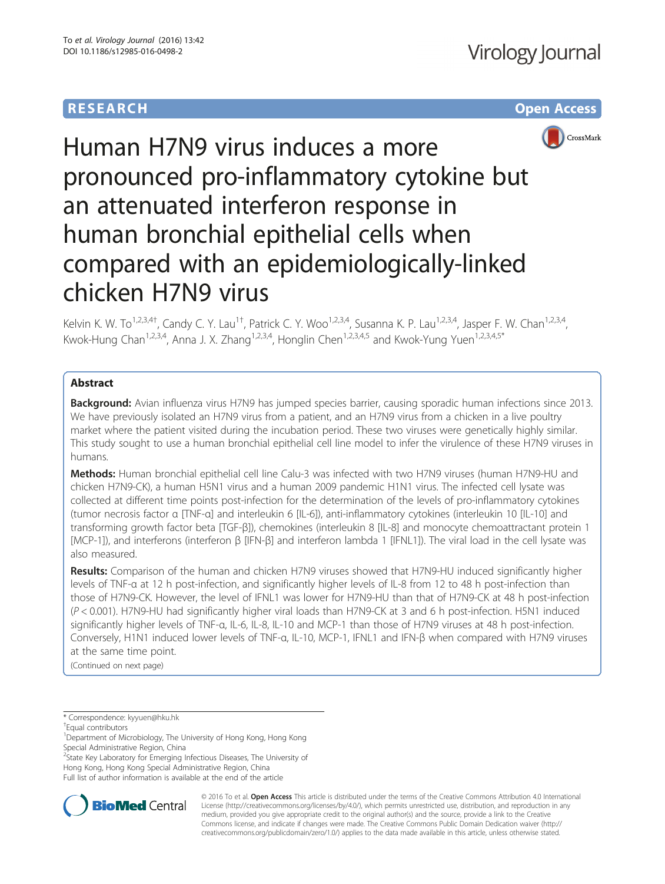RESEARCH Open Access

# Human H7N9 virus induces a more pronounced pro-inflammatory cytokine but an attenuated interferon response in human bronchial epithelial cells when compared with an epidemiologically-linked chicken H7N9 virus

Kelvin K. W. To[1,2,3,4†], Candy C. Y. Lau[1†], Patrick C. Y. Woo[1,2,3,4], Susanna K. P. Lau[1,2,3,4], Jasper F. W. Chan[1,2,3,4], Kwok-Hung Chan[1,2,3,4], Anna J. X. Zhang[1,2,3,4], Honglin Chen[1,2,3,4,5] and Kwok-Yung Yuen[1,2,3,4,5*]

## Abstract

**Background:** Avian influenza virus H7N9 has jumped species barrier, causing sporadic human infections since 2013. We have previously isolated an H7N9 virus from a patient, and an H7N9 virus from a chicken in a live poultry market where the patient visited during the incubation period. These two viruses were genetically highly similar. This study sought to use a human bronchial epithelial cell line model to infer the virulence of these H7N9 viruses in humans.

**Methods:** Human bronchial epithelial cell line Calu-3 was infected with two H7N9 viruses (human H7N9-HU and chicken H7N9-CK), a human H5N1 virus and a human 2009 pandemic H1N1 virus. The infected cell lysate was collected at different time points post-infection for the determination of the levels of pro-inflammatory cytokines (tumor necrosis factor α [TNF-α] and interleukin 6 [IL-6]), anti-inflammatory cytokines (interleukin 10 [IL-10] and transforming growth factor beta [TGF-β]), chemokines (interleukin 8 [IL-8] and monocyte chemoattractant protein 1 [MCP-1]), and interferons (interferon β [IFN-β] and interferon lambda 1 [IFNL1]). The viral load in the cell lysate was also measured.

**Results:** Comparison of the human and chicken H7N9 viruses showed that H7N9-HU induced significantly higher levels of TNF-α at 12 h post-infection, and significantly higher levels of IL-8 from 12 to 48 h post-infection than those of H7N9-CK. However, the level of IFNL1 was lower for H7N9-HU than that of H7N9-CK at 48 h post-infection ($P < 0.001$). H7N9-HU had significantly higher viral loads than H7N9-CK at 3 and 6 h post-infection. H5N1 induced significantly higher levels of TNF-α, IL-6, IL-8, IL-10 and MCP-1 than those of H7N9 viruses at 48 h post-infection. Conversely, H1N1 induced lower levels of TNF-α, IL-10, MCP-1, IFNL1 and IFN-β when compared with H7N9 viruses at the same time point.

(Continued on next page)

\* Correspondence: kyyuen@hku.hk

†Equal contributors

[1]Department of Microbiology, The University of Hong Kong, Hong Kong Special Administrative Region, China

[2]State Key Laboratory for Emerging Infectious Diseases, The University of Hong Kong, Hong Kong Special Administrative Region, China

Full list of author information is available at the end of the article

© 2016 To et al. **Open Access** This article is distributed under the terms of the Creative Commons Attribution 4.0 International License (http://creativecommons.org/licenses/by/4.0/), which permits unrestricted use, distribution, and reproduction in any medium, provided you give appropriate credit to the original author(s) and the source, provide a link to the Creative Commons license, and indicate if changes were made. The Creative Commons Public Domain Dedication waiver (http://creativecommons.org/publicdomain/zero/1.0/) applies to the data made available in this article, unless otherwise stated.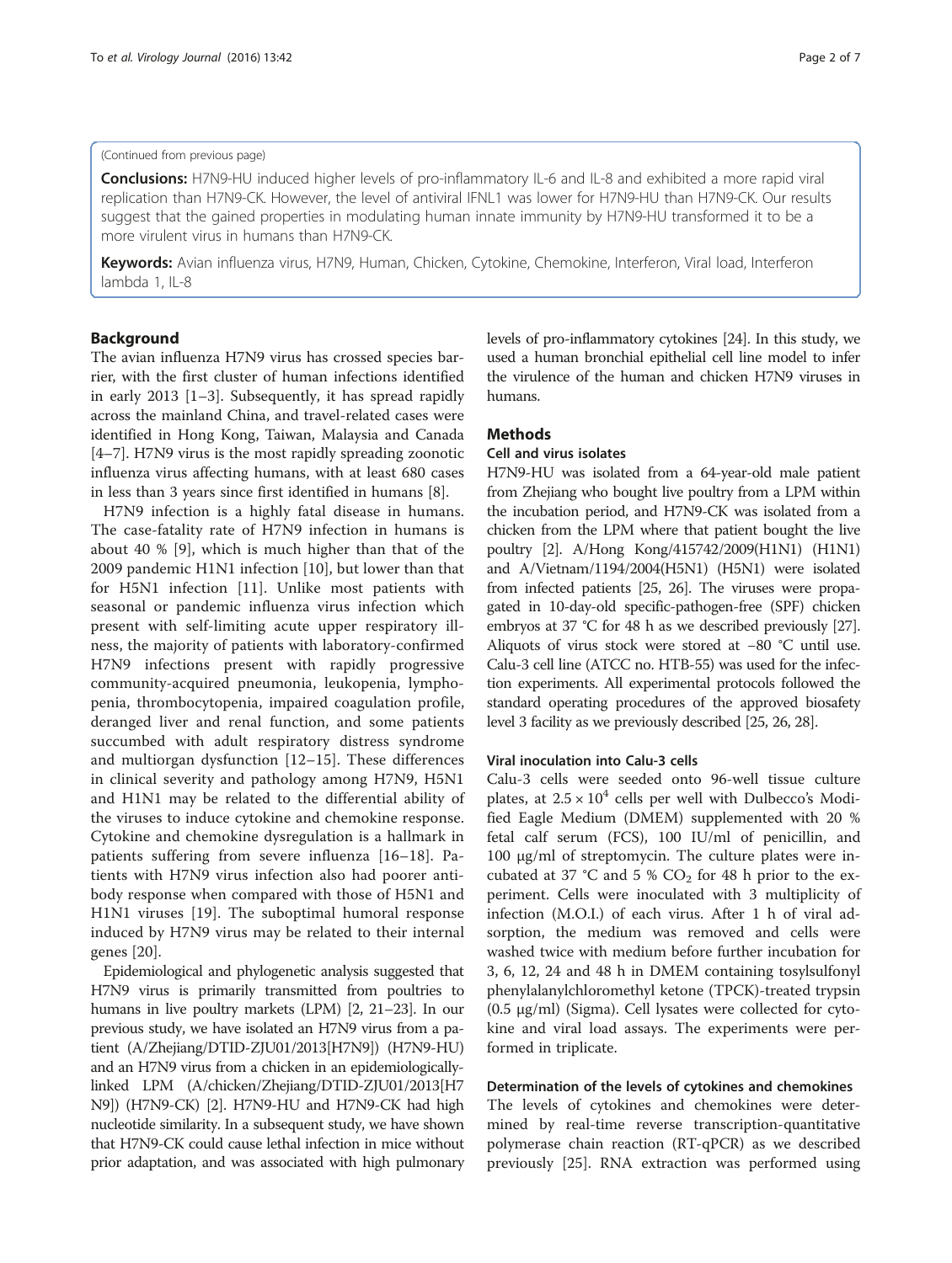(Continued from previous page)

**Conclusions:** H7N9-HU induced higher levels of pro-inflammatory IL-6 and IL-8 and exhibited a more rapid viral replication than H7N9-CK. However, the level of antiviral IFNL1 was lower for H7N9-HU than H7N9-CK. Our results suggest that the gained properties in modulating human innate immunity by H7N9-HU transformed it to be a more virulent virus in humans than H7N9-CK.

**Keywords:** Avian influenza virus, H7N9, Human, Chicken, Cytokine, Chemokine, Interferon, Viral load, Interferon lambda 1, IL-8

## Background

The avian influenza H7N9 virus has crossed species barrier, with the first cluster of human infections identified in early 2013 [1–3]. Subsequently, it has spread rapidly across the mainland China, and travel-related cases were identified in Hong Kong, Taiwan, Malaysia and Canada [4–7]. H7N9 virus is the most rapidly spreading zoonotic influenza virus affecting humans, with at least 680 cases in less than 3 years since first identified in humans [8].

H7N9 infection is a highly fatal disease in humans. The case-fatality rate of H7N9 infection in humans is about 40 % [9], which is much higher than that of the 2009 pandemic H1N1 infection [10], but lower than that for H5N1 infection [11]. Unlike most patients with seasonal or pandemic influenza virus infection which present with self-limiting acute upper respiratory illness, the majority of patients with laboratory-confirmed H7N9 infections present with rapidly progressive community-acquired pneumonia, leukopenia, lymphopenia, thrombocytopenia, impaired coagulation profile, deranged liver and renal function, and some patients succumbed with adult respiratory distress syndrome and multiorgan dysfunction [12–15]. These differences in clinical severity and pathology among H7N9, H5N1 and H1N1 may be related to the differential ability of the viruses to induce cytokine and chemokine response. Cytokine and chemokine dysregulation is a hallmark in patients suffering from severe influenza [16–18]. Patients with H7N9 virus infection also had poorer antibody response when compared with those of H5N1 and H1N1 viruses [19]. The suboptimal humoral response induced by H7N9 virus may be related to their internal genes [20].

Epidemiological and phylogenetic analysis suggested that H7N9 virus is primarily transmitted from poultries to humans in live poultry markets (LPM) [2, 21–23]. In our previous study, we have isolated an H7N9 virus from a patient (A/Zhejiang/DTID-ZJU01/2013[H7N9]) (H7N9-HU) and an H7N9 virus from a chicken in an epidemiologically-linked LPM (A/chicken/Zhejiang/DTID-ZJU01/2013[H7N9]) (H7N9-CK) [2]. H7N9-HU and H7N9-CK had high nucleotide similarity. In a subsequent study, we have shown that H7N9-CK could cause lethal infection in mice without prior adaptation, and was associated with high pulmonary levels of pro-inflammatory cytokines [24]. In this study, we used a human bronchial epithelial cell line model to infer the virulence of the human and chicken H7N9 viruses in humans.

## Methods

### Cell and virus isolates

H7N9-HU was isolated from a 64-year-old male patient from Zhejiang who bought live poultry from a LPM within the incubation period, and H7N9-CK was isolated from a chicken from the LPM where that patient bought the live poultry [2]. A/Hong Kong/415742/2009(H1N1) (H1N1) and A/Vietnam/1194/2004(H5N1) (H5N1) were isolated from infected patients [25, 26]. The viruses were propagated in 10-day-old specific-pathogen-free (SPF) chicken embryos at 37 °C for 48 h as we described previously [27]. Aliquots of virus stock were stored at −80 °C until use. Calu-3 cell line (ATCC no. HTB-55) was used for the infection experiments. All experimental protocols followed the standard operating procedures of the approved biosafety level 3 facility as we previously described [25, 26, 28].

### Viral inoculation into Calu-3 cells

Calu-3 cells were seeded onto 96-well tissue culture plates, at $2.5 \times 10^4$ cells per well with Dulbecco's Modified Eagle Medium (DMEM) supplemented with 20 % fetal calf serum (FCS), 100 IU/ml of penicillin, and 100 μg/ml of streptomycin. The culture plates were incubated at 37 °C and 5 % $CO_2$ for 48 h prior to the experiment. Cells were inoculated with 3 multiplicity of infection (M.O.I.) of each virus. After 1 h of viral adsorption, the medium was removed and cells were washed twice with medium before further incubation for 3, 6, 12, 24 and 48 h in DMEM containing tosylsulfonyl phenylalanylchloromethyl ketone (TPCK)-treated trypsin (0.5 μg/ml) (Sigma). Cell lysates were collected for cytokine and viral load assays. The experiments were performed in triplicate.

### Determination of the levels of cytokines and chemokines

The levels of cytokines and chemokines were determined by real-time reverse transcription-quantitative polymerase chain reaction (RT-qPCR) as we described previously [25]. RNA extraction was performed using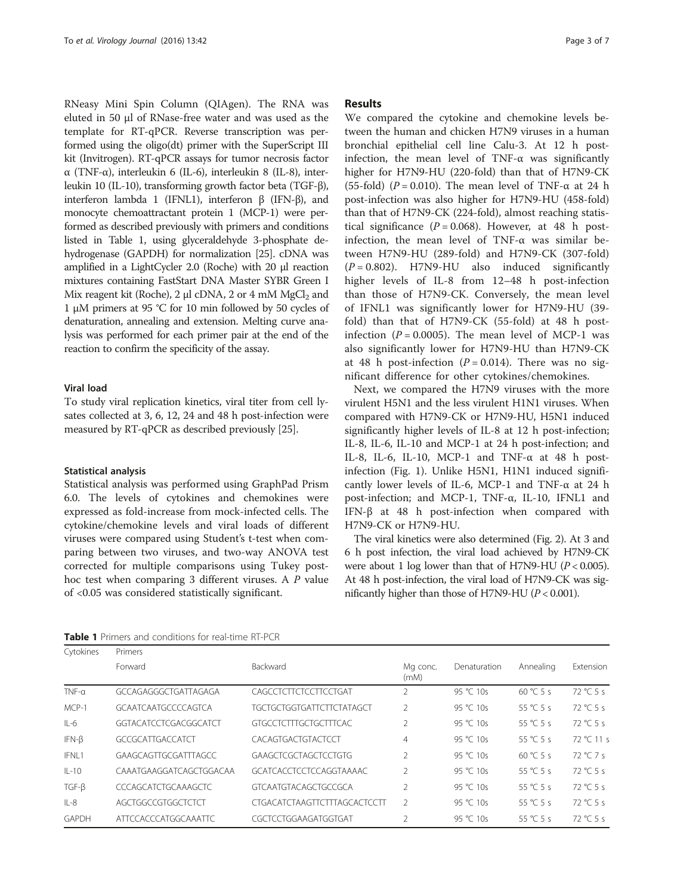RNeasy Mini Spin Column (QIAgen). The RNA was eluted in 50 μl of RNase-free water and was used as the template for RT-qPCR. Reverse transcription was performed using the oligo(dt) primer with the SuperScript III kit (Invitrogen). RT-qPCR assays for tumor necrosis factor α (TNF-α), interleukin 6 (IL-6), interleukin 8 (IL-8), interleukin 10 (IL-10), transforming growth factor beta (TGF-β), interferon lambda 1 (IFNL1), interferon β (IFN-β), and monocyte chemoattractant protein 1 (MCP-1) were performed as described previously with primers and conditions listed in Table 1, using glyceraldehyde 3-phosphate dehydrogenase (GAPDH) for normalization [25]. cDNA was amplified in a LightCycler 2.0 (Roche) with 20 μl reaction mixtures containing FastStart DNA Master SYBR Green I Mix reagent kit (Roche), 2 μl cDNA, 2 or 4 mM $MgCl_2$ and 1 μM primers at 95 °C for 10 min followed by 50 cycles of denaturation, annealing and extension. Melting curve analysis was performed for each primer pair at the end of the reaction to confirm the specificity of the assay.

### Viral load

To study viral replication kinetics, viral titer from cell lysates collected at 3, 6, 12, 24 and 48 h post-infection were measured by RT-qPCR as described previously [25].

### Statistical analysis

Statistical analysis was performed using GraphPad Prism 6.0. The levels of cytokines and chemokines were expressed as fold-increase from mock-infected cells. The cytokine/chemokine levels and viral loads of different viruses were compared using Student's t-test when comparing between two viruses, and two-way ANOVA test corrected for multiple comparisons using Tukey post-hoc test when comparing 3 different viruses. A $P$ value of <0.05 was considered statistically significant.

## Results

We compared the cytokine and chemokine levels between the human and chicken H7N9 viruses in a human bronchial epithelial cell line Calu-3. At 12 h post-infection, the mean level of TNF-α was significantly higher for H7N9-HU (220-fold) than that of H7N9-CK (55-fold) ($P = 0.010$). The mean level of TNF-α at 24 h post-infection was also higher for H7N9-HU (458-fold) than that of H7N9-CK (224-fold), almost reaching statistical significance ($P = 0.068$). However, at 48 h post-infection, the mean level of TNF-α was similar between H7N9-HU (289-fold) and H7N9-CK (307-fold) ($P = 0.802$). H7N9-HU also induced significantly higher levels of IL-8 from 12–48 h post-infection than those of H7N9-CK. Conversely, the mean level of IFNL1 was significantly lower for H7N9-HU (39-fold) than that of H7N9-CK (55-fold) at 48 h post-infection ($P = 0.0005$). The mean level of MCP-1 was also significantly lower for H7N9-HU than H7N9-CK at 48 h post-infection ($P = 0.014$). There was no significant difference for other cytokines/chemokines.

Next, we compared the H7N9 viruses with the more virulent H5N1 and the less virulent H1N1 viruses. When compared with H7N9-CK or H7N9-HU, H5N1 induced significantly higher levels of IL-8 at 12 h post-infection; IL-8, IL-6, IL-10 and MCP-1 at 24 h post-infection; and IL-8, IL-6, IL-10, MCP-1 and TNF-α at 48 h post-infection (Fig. 1). Unlike H5N1, H1N1 induced significantly lower levels of IL-6, MCP-1 and TNF-α at 24 h post-infection; and MCP-1, TNF-α, IL-10, IFNL1 and IFN-β at 48 h post-infection when compared with H7N9-CK or H7N9-HU.

The viral kinetics were also determined (Fig. 2). At 3 and 6 h post infection, the viral load achieved by H7N9-CK were about 1 log lower than that of H7N9-HU ($P < 0.005$). At 48 h post-infection, the viral load of H7N9-CK was significantly higher than those of H7N9-HU ($P < 0.001$).

**Table 1** Primers and conditions for real-time RT-PCR

| Cytokines | Primers | | | | | |
|---|---|---|---|---|---|---|
| | Forward | Backward | Mg conc. (mM) | Denaturation | Annealing | Extension |
| TNF-α | GCCAGAGGGCTGATTAGAGA | CAGCCTCTTCTCCTTCCTGAT | 2 | 95 °C 10s | 60 °C 5 s | 72 °C 5 s |
| MCP-1 | GCAATCAATGCCCCAGTCA | TGCTGCTGGTGATTCTTCTATAGCT | 2 | 95 °C 10s | 55 °C 5 s | 72 °C 5 s |
| IL-6 | GGTACATCCTCGACGGCATCT | GTGCCTCTTTGCTGCTTTCAC | 2 | 95 °C 10s | 55 °C 5 s | 72 °C 5 s |
| IFN-β | GCCGCATTGACCATCT | CACAGTGACTGTACTCCT | 4 | 95 °C 10s | 55 °C 5 s | 72 °C 11 s |
| IFNL1 | GAAGCAGTTGCGATTTAGCC | GAAGCTCGCTAGCTCCTGTG | 2 | 95 °C 10s | 60 °C 5 s | 72 °C 7 s |
| IL-10 | CAAATGAAGGATCAGCTGGACAA | GCATCACCTCCTCCAGGTAAAAC | 2 | 95 °C 10s | 55 °C 5 s | 72 °C 5 s |
| TGF-β | CCCAGCATCTGCAAAGCTC | GTCAATGTACAGCTGCCGCA | 2 | 95 °C 10s | 55 °C 5 s | 72 °C 5 s |
| IL-8 | AGCTGGCCGTGGCTCTCT | CTGACATCTAAGTTCTTTAGCACTCCTT | 2 | 95 °C 10s | 55 °C 5 s | 72 °C 5 s |
| GAPDH | ATTCCACCCATGGCAAATTC | CGCTCCTGGAAGATGGTGAT | 2 | 95 °C 10s | 55 °C 5 s | 72 °C 5 s |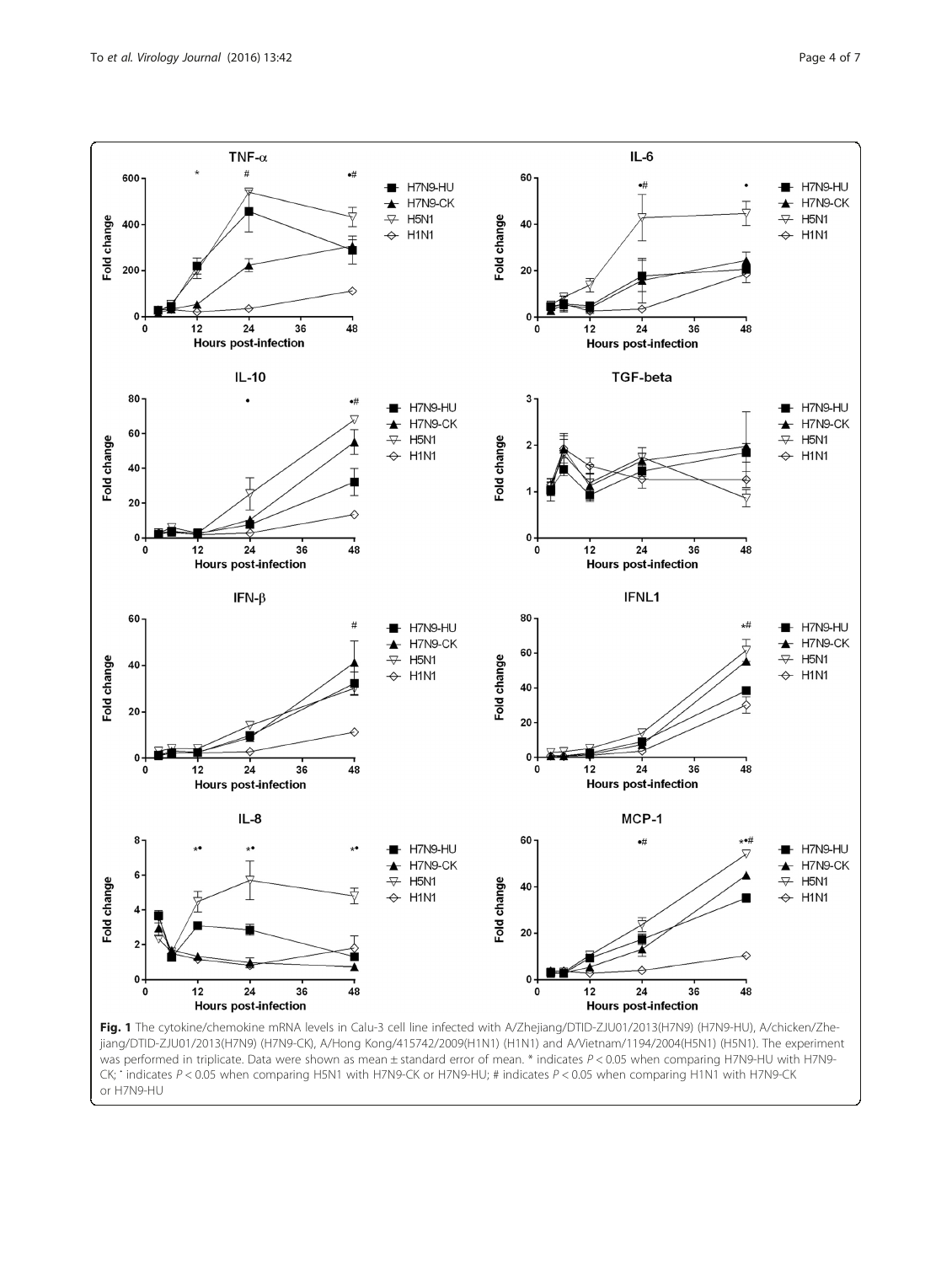**Fig. 1** The cytokine/chemokine mRNA levels in Calu-3 cell line infected with A/Zhejiang/DTID-ZJU01/2013(H7N9) (H7N9-HU), A/chicken/Zhejiang/DTID-ZJU01/2013(H7N9) (H7N9-CK), A/Hong Kong/415742/2009(H1N1) (H1N1) and A/Vietnam/1194/2004(H5N1) (H5N1). The experiment was performed in triplicate. Data were shown as mean ± standard error of mean. * indicates $P < 0.05$ when comparing H7N9-HU with H7N9-CK; • indicates $P < 0.05$ when comparing H5N1 with H7N9-CK or H7N9-HU; # indicates $P < 0.05$ when comparing H1N1 with H7N9-CK or H7N9-HU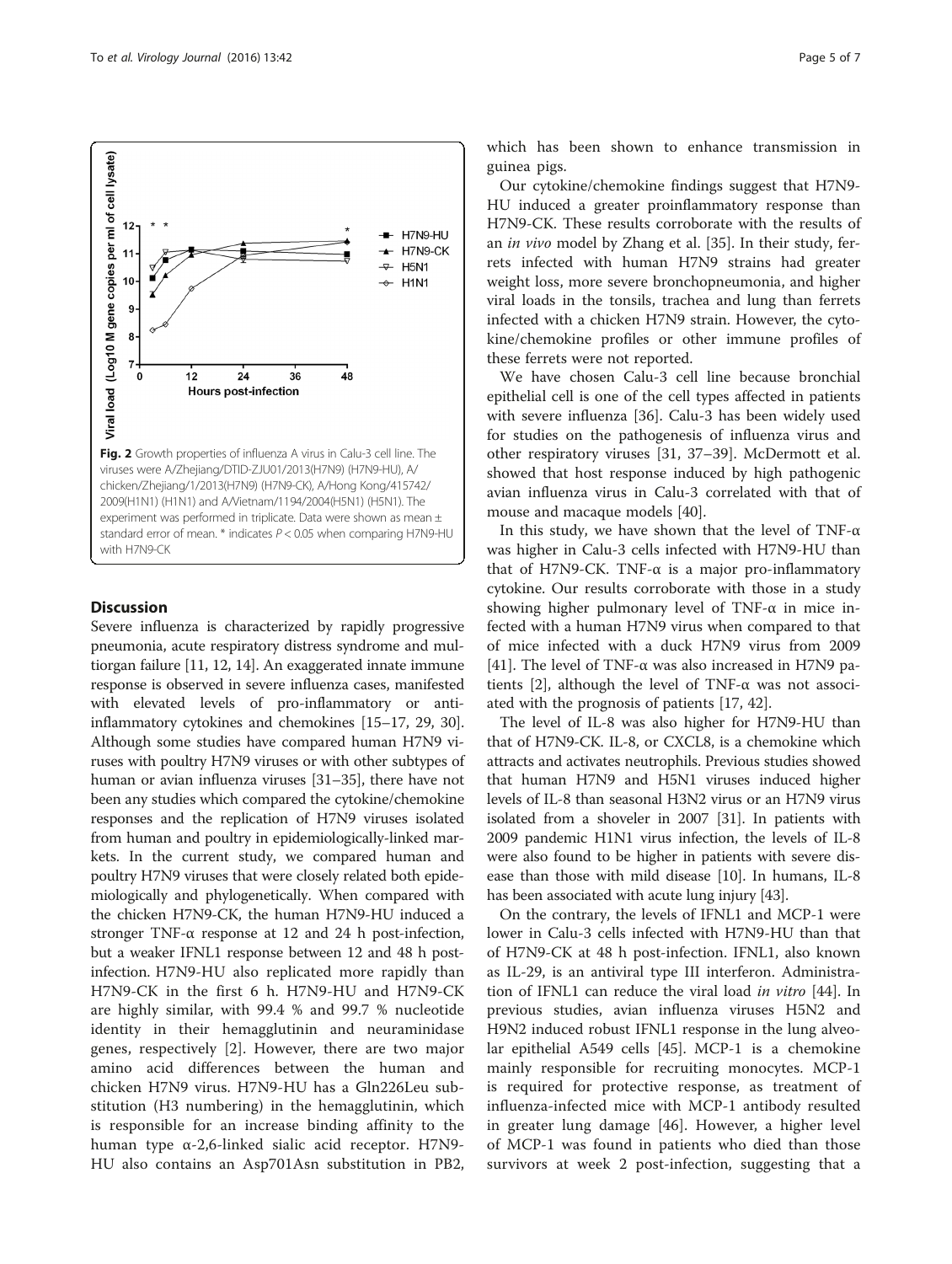Fig. 2 Growth properties of influenza A virus in Calu-3 cell line. The viruses were A/Zhejiang/DTID-ZJU01/2013(H7N9) (H7N9-HU), A/chicken/Zhejiang/1/2013(H7N9) (H7N9-CK), A/Hong Kong/415742/2009(H1N1) (H1N1) and A/Vietnam/1194/2004(H5N1) (H5N1). The experiment was performed in triplicate. Data were shown as mean ± standard error of mean. * indicates $P < 0.05$ when comparing H7N9-HU with H7N9-CK

## Discussion

Severe influenza is characterized by rapidly progressive pneumonia, acute respiratory distress syndrome and multiorgan failure [11, 12, 14]. An exaggerated innate immune response is observed in severe influenza cases, manifested with elevated levels of pro-inflammatory or anti-inflammatory cytokines and chemokines [15–17, 29, 30]. Although some studies have compared human H7N9 viruses with poultry H7N9 viruses or with other subtypes of human or avian influenza viruses [31–35], there have not been any studies which compared the cytokine/chemokine responses and the replication of H7N9 viruses isolated from human and poultry in epidemiologically-linked markets. In the current study, we compared human and poultry H7N9 viruses that were closely related both epidemiologically and phylogenetically. When compared with the chicken H7N9-CK, the human H7N9-HU induced a stronger TNF-α response at 12 and 24 h post-infection, but a weaker IFNL1 response between 12 and 48 h post-infection. H7N9-HU also replicated more rapidly than H7N9-CK in the first 6 h. H7N9-HU and H7N9-CK are highly similar, with 99.4 % and 99.7 % nucleotide identity in their hemagglutinin and neuraminidase genes, respectively [2]. However, there are two major amino acid differences between the human and chicken H7N9 virus. H7N9-HU has a Gln226Leu substitution (H3 numbering) in the hemagglutinin, which is responsible for an increase binding affinity to the human type α-2,6-linked sialic acid receptor. H7N9-HU also contains an Asp701Asn substitution in PB2, which has been shown to enhance transmission in guinea pigs.

Our cytokine/chemokine findings suggest that H7N9-HU induced a greater proinflammatory response than H7N9-CK. These results corroborate with the results of an *in vivo* model by Zhang et al. [35]. In their study, ferrets infected with human H7N9 strains had greater weight loss, more severe bronchopneumonia, and higher viral loads in the tonsils, trachea and lung than ferrets infected with a chicken H7N9 strain. However, the cytokine/chemokine profiles or other immune profiles of these ferrets were not reported.

We have chosen Calu-3 cell line because bronchial epithelial cell is one of the cell types affected in patients with severe influenza [36]. Calu-3 has been widely used for studies on the pathogenesis of influenza virus and other respiratory viruses [31, 37–39]. McDermott et al. showed that host response induced by high pathogenic avian influenza virus in Calu-3 correlated with that of mouse and macaque models [40].

In this study, we have shown that the level of TNF-α was higher in Calu-3 cells infected with H7N9-HU than that of H7N9-CK. TNF-α is a major pro-inflammatory cytokine. Our results corroborate with those in a study showing higher pulmonary level of TNF-α in mice infected with a human H7N9 virus when compared to that of mice infected with a duck H7N9 virus from 2009 [41]. The level of TNF-α was also increased in H7N9 patients [2], although the level of TNF-α was not associated with the prognosis of patients [17, 42].

The level of IL-8 was also higher for H7N9-HU than that of H7N9-CK. IL-8, or CXCL8, is a chemokine which attracts and activates neutrophils. Previous studies showed that human H7N9 and H5N1 viruses induced higher levels of IL-8 than seasonal H3N2 virus or an H7N9 virus isolated from a shoveler in 2007 [31]. In patients with 2009 pandemic H1N1 virus infection, the levels of IL-8 were also found to be higher in patients with severe disease than those with mild disease [10]. In humans, IL-8 has been associated with acute lung injury [43].

On the contrary, the levels of IFNL1 and MCP-1 were lower in Calu-3 cells infected with H7N9-HU than that of H7N9-CK at 48 h post-infection. IFNL1, also known as IL-29, is an antiviral type III interferon. Administration of IFNL1 can reduce the viral load *in vitro* [44]. In previous studies, avian influenza viruses H5N2 and H9N2 induced robust IFNL1 response in the lung alveolar epithelial A549 cells [45]. MCP-1 is a chemokine mainly responsible for recruiting monocytes. MCP-1 is required for protective response, as treatment of influenza-infected mice with MCP-1 antibody resulted in greater lung damage [46]. However, a higher level of MCP-1 was found in patients who died than those survivors at week 2 post-infection, suggesting that a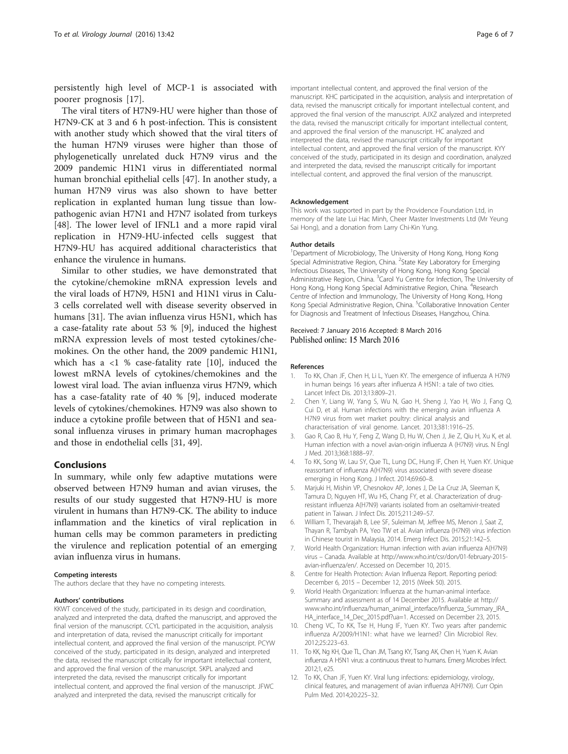persistently high level of MCP-1 is associated with poorer prognosis [17].

The viral titers of H7N9-HU were higher than those of H7N9-CK at 3 and 6 h post-infection. This is consistent with another study which showed that the viral titers of the human H7N9 viruses were higher than those of phylogenetically unrelated duck H7N9 virus and the 2009 pandemic H1N1 virus in differentiated normal human bronchial epithelial cells [47]. In another study, a human H7N9 virus was also shown to have better replication in explanted human lung tissue than low-pathogenic avian H7N1 and H7N7 isolated from turkeys [48]. The lower level of IFNL1 and a more rapid viral replication in H7N9-HU-infected cells suggest that H7N9-HU has acquired additional characteristics that enhance the virulence in humans.

Similar to other studies, we have demonstrated that the cytokine/chemokine mRNA expression levels and the viral loads of H7N9, H5N1 and H1N1 virus in Calu-3 cells correlated well with disease severity observed in humans [31]. The avian influenza virus H5N1, which has a case-fatality rate about 53 % [9], induced the highest mRNA expression levels of most tested cytokines/chemokines. On the other hand, the 2009 pandemic H1N1, which has a <1 % case-fatality rate [10], induced the lowest mRNA levels of cytokines/chemokines and the lowest viral load. The avian influenza virus H7N9, which has a case-fatality rate of 40 % [9], induced moderate levels of cytokines/chemokines. H7N9 was also shown to induce a cytokine profile between that of H5N1 and seasonal influenza viruses in primary human macrophages and those in endothelial cells [31, 49].

## Conclusions

In summary, while only few adaptive mutations were observed between H7N9 human and avian viruses, the results of our study suggested that H7N9-HU is more virulent in humans than H7N9-CK. The ability to induce inflammation and the kinetics of viral replication in human cells may be common parameters in predicting the virulence and replication potential of an emerging avian influenza virus in humans.

#### Competing interests

The authors declare that they have no competing interests.

#### Authors' contributions

KKWT conceived of the study, participated in its design and coordination, analyzed and interpreted the data, drafted the manuscript, and approved the final version of the manuscript. CCYL participated in the acquisition, analysis and interpretation of data, revised the manuscript critically for important intellectual content, and approved the final version of the manuscript. PCYW conceived of the study, participated in its design, analyzed and interpreted the data, revised the manuscript critically for important intellectual content, and approved the final version of the manuscript. SKPL analyzed and interpreted the data, revised the manuscript critically for important intellectual content, and approved the final version of the manuscript. JFWC analyzed and interpreted the data, revised the manuscript critically for important intellectual content, and approved the final version of the manuscript. KHC participated in the acquisition, analysis and interpretation of data, revised the manuscript critically for important intellectual content, and approved the final version of the manuscript. AJXZ analyzed and interpreted the data, revised the manuscript critically for important intellectual content, and approved the final version of the manuscript. HC analyzed and interpreted the data, revised the manuscript critically for important intellectual content, and approved the final version of the manuscript. KYY conceived of the study, participated in its design and coordination, analyzed and interpreted the data, revised the manuscript critically for important intellectual content, and approved the final version of the manuscript.

#### Acknowledgement

This work was supported in part by the Providence Foundation Ltd, in memory of the late Lui Hac Minh, Cheer Master Investments Ltd (Mr Yeung Sai Hong), and a donation from Larry Chi-Kin Yung.

#### Author details

[1]Department of Microbiology, The University of Hong Kong, Hong Kong Special Administrative Region, China. [2]State Key Laboratory for Emerging Infectious Diseases, The University of Hong Kong, Hong Kong Special Administrative Region, China. [3]Carol Yu Centre for Infection, The University of Hong Kong, Hong Kong Special Administrative Region, China. [4]Research Centre of Infection and Immunology, The University of Hong Kong, Hong Kong Special Administrative Region, China. [5]Collaborative Innovation Center for Diagnosis and Treatment of Infectious Diseases, Hangzhou, China.

Received: 7 January 2016 Accepted: 8 March 2016
Published online: 15 March 2016

#### References

1. To KK, Chan JF, Chen H, Li L, Yuen KY. The emergence of influenza A H7N9 in human beings 16 years after influenza A H5N1: a tale of two cities. Lancet Infect Dis. 2013;13:809–21.
2. Chen Y, Liang W, Yang S, Wu N, Gao H, Sheng J, Yao H, Wo J, Fang Q, Cui D, et al. Human infections with the emerging avian influenza A H7N9 virus from wet market poultry: clinical analysis and characterisation of viral genome. Lancet. 2013;381:1916–25.
3. Gao R, Cao B, Hu Y, Feng Z, Wang D, Hu W, Chen J, Jie Z, Qiu H, Xu K, et al. Human infection with a novel avian-origin influenza A (H7N9) virus. N Engl J Med. 2013;368:1888–97.
4. To KK, Song W, Lau SY, Que TL, Lung DC, Hung IF, Chen H, Yuen KY. Unique reassortant of influenza A(H7N9) virus associated with severe disease emerging in Hong Kong. J Infect. 2014;69:60–8.
5. Marjuki H, Mishin VP, Chesnokov AP, Jones J, De La Cruz JA, Sleeman K, Tamura D, Nguyen HT, Wu HS, Chang FY, et al. Characterization of drug-resistant influenza A(H7N9) variants isolated from an oseltamivir-treated patient in Taiwan. J Infect Dis. 2015;211:249–57.
6. William T, Thevarajah B, Lee SF, Suleiman M, Jeffree MS, Menon J, Saat Z, Thayan R, Tambyah PA, Yeo TW et al. Avian influenza (H7N9) virus infection in Chinese tourist in Malaysia, 2014. Emerg Infect Dis. 2015;21:142–5.
7. World Health Organization: Human infection with avian influenza A(H7N9) virus – Canada. Available at http://www.who.int/csr/don/01-february-2015-avian-influenza/en/. Accessed on December 10, 2015.
8. Centre for Health Protection: Avian Influenza Report. Reporting period: December 6, 2015 – December 12, 2015 (Week 50). 2015.
9. World Health Organization: Influenza at the human-animal interface. Summary and assessment as of 14 December 2015. Available at http://www.who.int/influenza/human_animal_interface/Influenza_Summary_IRA_HA_interface_14_Dec_2015.pdf?ua=1. Accessed on December 23, 2015.
10. Cheng VC, To KK, Tse H, Hung IF, Yuen KY. Two years after pandemic influenza A/2009/H1N1: what have we learned? Clin Microbiol Rev. 2012;25:223–63.
11. To KK, Ng KH, Que TL, Chan JM, Tsang KY, Tsang AK, Chen H, Yuen K. Avian influenza A H5N1 virus: a continuous threat to humans. Emerg Microbes Infect. 2012;1, e25.
12. To KK, Chan JF, Yuen KY. Viral lung infections: epidemiology, virology, clinical features, and management of avian influenza A(H7N9). Curr Opin Pulm Med. 2014;20:225–32.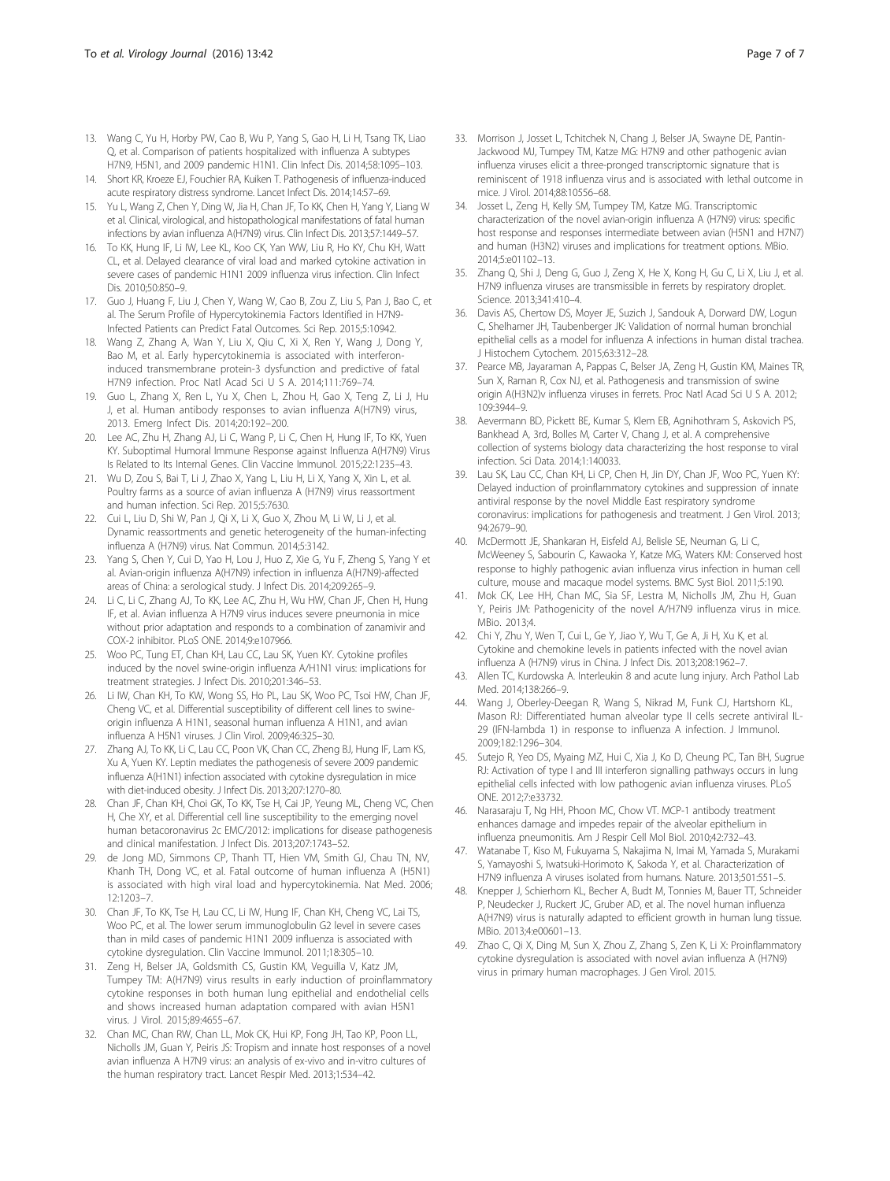13. Wang C, Yu H, Horby PW, Cao B, Wu P, Yang S, Gao H, Li H, Tsang TK, Liao Q, et al. Comparison of patients hospitalized with influenza A subtypes H7N9, H5N1, and 2009 pandemic H1N1. Clin Infect Dis. 2014;58:1095–103.
14. Short KR, Kroeze EJ, Fouchier RA, Kuiken T. Pathogenesis of influenza-induced acute respiratory distress syndrome. Lancet Infect Dis. 2014;14:57–69.
15. Yu L, Wang Z, Chen Y, Ding W, Jia H, Chan JF, To KK, Chen H, Yang Y, Liang W et al. Clinical, virological, and histopathological manifestations of fatal human infections by avian influenza A(H7N9) virus. Clin Infect Dis. 2013;57:1449–57.
16. To KK, Hung IF, Li IW, Lee KL, Koo CK, Yan WW, Liu R, Ho KY, Chu KH, Watt CL, et al. Delayed clearance of viral load and marked cytokine activation in severe cases of pandemic H1N1 2009 influenza virus infection. Clin Infect Dis. 2010;50:850–9.
17. Guo J, Huang F, Liu J, Chen Y, Wang W, Cao B, Zou Z, Liu S, Pan J, Bao C, et al. The Serum Profile of Hypercytokinemia Factors Identified in H7N9-Infected Patients can Predict Fatal Outcomes. Sci Rep. 2015;5:10942.
18. Wang Z, Zhang A, Wan Y, Liu X, Qiu C, Xi X, Ren Y, Wang J, Dong Y, Bao M, et al. Early hypercytokinemia is associated with interferon-induced transmembrane protein-3 dysfunction and predictive of fatal H7N9 infection. Proc Natl Acad Sci U S A. 2014;111:769–74.
19. Guo L, Zhang X, Ren L, Yu X, Chen L, Zhou H, Gao X, Teng Z, Li J, Hu J, et al. Human antibody responses to avian influenza A(H7N9) virus, 2013. Emerg Infect Dis. 2014;20:192–200.
20. Lee AC, Zhu H, Zhang AJ, Li C, Wang P, Li C, Chen H, Hung IF, To KK, Yuen KY. Suboptimal Humoral Immune Response against Influenza A(H7N9) Virus Is Related to Its Internal Genes. Clin Vaccine Immunol. 2015;22:1235–43.
21. Wu D, Zou S, Bai T, Li J, Zhao X, Yang L, Liu H, Li X, Yang X, Xin L, et al. Poultry farms as a source of avian influenza A (H7N9) virus reassortment and human infection. Sci Rep. 2015;5:7630.
22. Cui L, Liu D, Shi W, Pan J, Qi X, Li X, Guo X, Zhou M, Li W, Li J, et al. Dynamic reassortments and genetic heterogeneity of the human-infecting influenza A (H7N9) virus. Nat Commun. 2014;5:3142.
23. Yang S, Chen Y, Cui D, Yao H, Lou J, Huo Z, Xie G, Yu F, Zheng S, Yang Y et al. Avian-origin influenza A(H7N9) infection in influenza A(H7N9)-affected areas of China: a serological study. J Infect Dis. 2014;209:265–9.
24. Li C, Li C, Zhang AJ, To KK, Lee AC, Zhu H, Wu HW, Chan JF, Chen H, Hung IF, et al. Avian influenza A H7N9 virus induces severe pneumonia in mice without prior adaptation and responds to a combination of zanamivir and COX-2 inhibitor. PLoS ONE. 2014;9:e107966.
25. Woo PC, Tung ET, Chan KH, Lau CC, Lau SK, Yuen KY. Cytokine profiles induced by the novel swine-origin influenza A/H1N1 virus: implications for treatment strategies. J Infect Dis. 2010;201:346–53.
26. Li IW, Chan KH, To KW, Wong SS, Ho PL, Lau SK, Woo PC, Tsoi HW, Chan JF, Cheng VC, et al. Differential susceptibility of different cell lines to swine-origin influenza A H1N1, seasonal human influenza A H1N1, and avian influenza A H5N1 viruses. J Clin Virol. 2009;46:325–30.
27. Zhang AJ, To KK, Li C, Lau CC, Poon VK, Chan CC, Zheng BJ, Hung IF, Lam KS, Xu A, Yuen KY. Leptin mediates the pathogenesis of severe 2009 pandemic influenza A(H1N1) infection associated with cytokine dysregulation in mice with diet-induced obesity. J Infect Dis. 2013;207:1270–80.
28. Chan JF, Chan KH, Choi GK, To KK, Tse H, Cai JP, Yeung ML, Cheng VC, Chen H, Che XY, et al. Differential cell line susceptibility to the emerging novel human betacoronavirus 2c EMC/2012: implications for disease pathogenesis and clinical manifestation. J Infect Dis. 2013;207:1743–52.
29. de Jong MD, Simmons CP, Thanh TT, Hien VM, Smith GJ, Chau TN, NV, Khanh TH, Dong VC, et al. Fatal outcome of human influenza A (H5N1) is associated with high viral load and hypercytokinemia. Nat Med. 2006; 12:1203–7.
30. Chan JF, To KK, Tse H, Lau CC, Li IW, Hung IF, Chan KH, Cheng VC, Lai TS, Woo PC, et al. The lower serum immunoglobulin G2 level in severe cases than in mild cases of pandemic H1N1 2009 influenza is associated with cytokine dysregulation. Clin Vaccine Immunol. 2011;18:305–10.
31. Zeng H, Belser JA, Goldsmith CS, Gustin KM, Veguilla V, Katz JM, Tumpey TM: A(H7N9) virus results in early induction of proinflammatory cytokine responses in both human lung epithelial and endothelial cells and shows increased human adaptation compared with avian H5N1 virus. J Virol. 2015;89:4655–67.
32. Chan MC, Chan RW, Chan LL, Mok CK, Hui KP, Fong JH, Tao KP, Poon LL, Nicholls JM, Guan Y, Peiris JS: Tropism and innate host responses of a novel avian influenza A H7N9 virus: an analysis of ex-vivo and in-vitro cultures of the human respiratory tract. Lancet Respir Med. 2013;1:534–42.
33. Morrison J, Josset L, Tchitchek N, Chang J, Belser JA, Swayne DE, Pantin-Jackwood MJ, Tumpey TM, Katze MG: H7N9 and other pathogenic avian influenza viruses elicit a three-pronged transcriptomic signature that is reminiscent of 1918 influenza virus and is associated with lethal outcome in mice. J Virol. 2014;88:10556–68.
34. Josset L, Zeng H, Kelly SM, Tumpey TM, Katze MG. Transcriptomic characterization of the novel avian-origin influenza A (H7N9) virus: specific host response and responses intermediate between avian (H5N1 and H7N7) and human (H3N2) viruses and implications for treatment options. MBio. 2014;5:e01102–13.
35. Zhang Q, Shi J, Deng G, Guo J, Zeng X, He X, Kong H, Gu C, Li X, Liu J, et al. H7N9 influenza viruses are transmissible in ferrets by respiratory droplet. Science. 2013;341:410–4.
36. Davis AS, Chertow DS, Moyer JE, Suzich J, Sandouk A, Dorward DW, Logun C, Shelhamer JH, Taubenberger JK: Validation of normal human bronchial epithelial cells as a model for influenza A infections in human distal trachea. J Histochem Cytochem. 2015;63:312–28.
37. Pearce MB, Jayaraman A, Pappas C, Belser JA, Zeng H, Gustin KM, Maines TR, Sun X, Raman R, Cox NJ, et al. Pathogenesis and transmission of swine origin A(H3N2)v influenza viruses in ferrets. Proc Natl Acad Sci U S A. 2012; 109:3944–9.
38. Aevermann BD, Pickett BE, Kumar S, Klem EB, Agnihothram S, Askovich PS, Bankhead A, 3rd, Bolles M, Carter V, Chang J, et al. A comprehensive collection of systems biology data characterizing the host response to viral infection. Sci Data. 2014;1:140033.
39. Lau SK, Lau CC, Chan KH, Li CP, Chen H, Jin DY, Chan JF, Woo PC, Yuen KY: Delayed induction of proinflammatory cytokines and suppression of innate antiviral response by the novel Middle East respiratory syndrome coronavirus: implications for pathogenesis and treatment. J Gen Virol. 2013; 94:2679–90.
40. McDermott JE, Shankaran H, Eisfeld AJ, Belisle SE, Neuman G, Li C, McWeeney S, Sabourin C, Kawaoka Y, Katze MG, Waters KM: Conserved host response to highly pathogenic avian influenza virus infection in human cell culture, mouse and macaque model systems. BMC Syst Biol. 2011;5:190.
41. Mok CK, Lee HH, Chan MC, Sia SF, Lestra M, Nicholls JM, Zhu H, Guan Y, Peiris JM: Pathogenicity of the novel A/H7N9 influenza virus in mice. MBio. 2013;4.
42. Chi Y, Zhu Y, Wen T, Cui L, Ge Y, Jiao Y, Wu T, Ge A, Ji H, Xu K, et al. Cytokine and chemokine levels in patients infected with the novel avian influenza A (H7N9) virus in China. J Infect Dis. 2013;208:1962–7.
43. Allen TC, Kurdowska A. Interleukin 8 and acute lung injury. Arch Pathol Lab Med. 2014;138:266–9.
44. Wang J, Oberley-Deegan R, Wang S, Nikrad M, Funk CJ, Hartshorn KL, Mason RJ: Differentiated human alveolar type II cells secrete antiviral IL-29 (IFN-lambda 1) in response to influenza A infection. J Immunol. 2009;182:1296–304.
45. Sutejo R, Yeo DS, Myaing MZ, Hui C, Xia J, Ko D, Cheung PC, Tan BH, Sugrue RJ: Activation of type I and III interferon signalling pathways occurs in lung epithelial cells infected with low pathogenic avian influenza viruses. PLoS ONE. 2012;7:e33732.
46. Narasaraju T, Ng HH, Phoon MC, Chow VT. MCP-1 antibody treatment enhances damage and impedes repair of the alveolar epithelium in influenza pneumonitis. Am J Respir Cell Mol Biol. 2010;42:732–43.
47. Watanabe T, Kiso M, Fukuyama S, Nakajima N, Imai M, Yamada S, Murakami S, Yamayoshi S, Iwatsuki-Horimoto K, Sakoda Y, et al. Characterization of H7N9 influenza A viruses isolated from humans. Nature. 2013;501:551–5.
48. Knepper J, Schierhorn KL, Becher A, Budt M, Tonnies M, Bauer TT, Schneider P, Neudecker J, Ruckert JC, Gruber AD, et al. The novel human influenza A(H7N9) virus is naturally adapted to efficient growth in human lung tissue. MBio. 2013;4:e00601–13.
49. Zhao C, Qi X, Ding M, Sun X, Zhou Z, Zhang S, Zen K, Li X: Proinflammatory cytokine dysregulation is associated with novel avian influenza A (H7N9) virus in primary human macrophages. J Gen Virol. 2015.